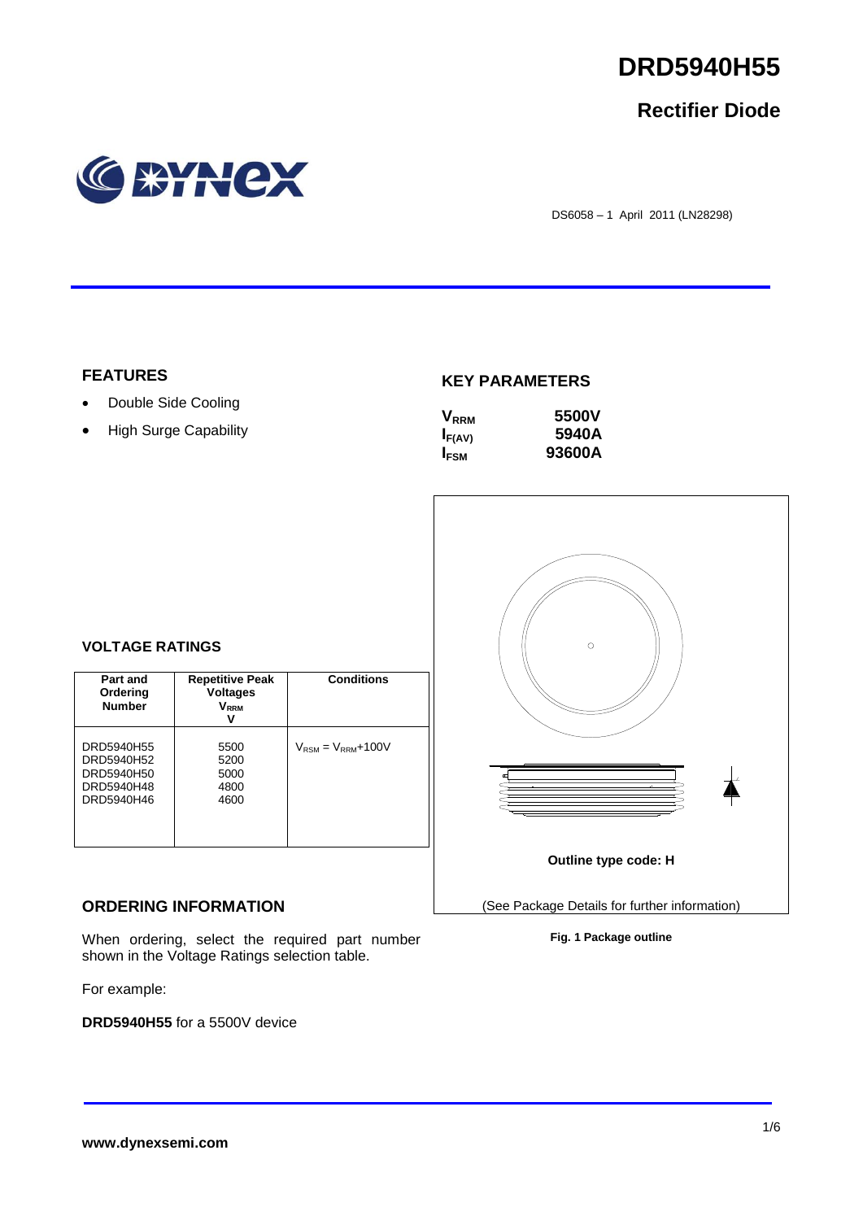# DRD5940H55

## Rectifier Diode

DS6058 – 1 April 2011 (LN28298)

### FEATURES

- Double Side Cooling
- High Surge Capability

### KEY PARAMETERS

| | |
|---|---|
| $V_{RRM}$ | 5500V |
| $I_{F(AV)}$ | 5940A |
| $I_{FSM}$ | 93600A |

### VOLTAGE RATINGS

| Part and Ordering Number | Repetitive Peak Voltages $V_{RRM}$ V | Conditions |
|---|---|---|
| DRD5940H55<br>DRD5940H52<br>DRD5940H50<br>DRD5940H48<br>DRD5940H46 | 5500<br>5200<br>5000<br>4800<br>4600 | $V_{RSM} = V_{RRM}$+100V |

Outline type code: H

(See Package Details for further information)

**Fig. 1 Package outline**

### ORDERING INFORMATION

When ordering, select the required part number shown in the Voltage Ratings selection table.

For example:

**DRD5940H55** for a 5500V device

www.dynexsemi.com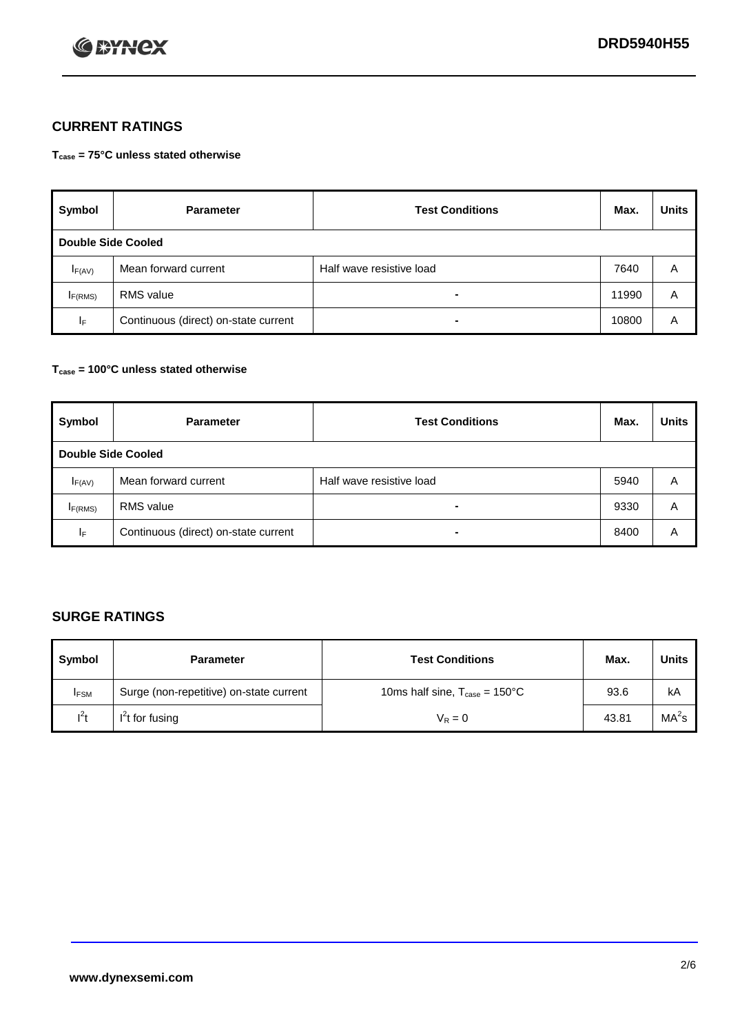## CURRENT RATINGS

**$T_{case}$ = 75°C unless stated otherwise**

| Symbol | Parameter | Test Conditions | Max. | Units |
|---|---|---|---|---|
| **Double Side Cooled** | | | | |
| $I_{F(AV)}$ | Mean forward current | Half wave resistive load | 7640 | A |
| $I_{F(RMS)}$ | RMS value | - | 11990 | A |
| $I_F$ | Continuous (direct) on-state current | - | 10800 | A |

**$T_{case}$ = 100°C unless stated otherwise**

| Symbol | Parameter | Test Conditions | Max. | Units |
|---|---|---|---|---|
| **Double Side Cooled** | | | | |
| $I_{F(AV)}$ | Mean forward current | Half wave resistive load | 5940 | A |
| $I_{F(RMS)}$ | RMS value | - | 9330 | A |
| $I_F$ | Continuous (direct) on-state current | - | 8400 | A |

## SURGE RATINGS

| Symbol | Parameter | Test Conditions | Max. | Units |
|---|---|---|---|---|
| $I_{FSM}$ | Surge (non-repetitive) on-state current | 10ms half sine, $T_{case}$ = 150°C | 93.6 | kA |
| $I^2t$ | $I^2t$ for fusing | $V_R = 0$ | 43.81 | $MA^2s$ |

www.dynexsemi.com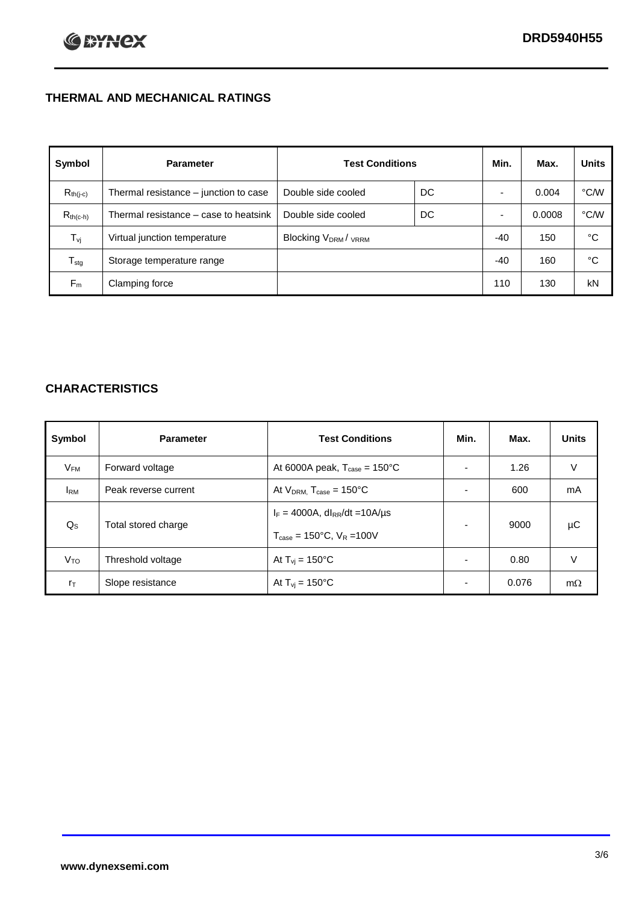## THERMAL AND MECHANICAL RATINGS

| Symbol | Parameter | Test Conditions | | Min. | Max. | Units |
|---|---|---|---|---|---|---|
| $R_{th(j-c)}$ | Thermal resistance – junction to case | Double side cooled | DC | - | 0.004 | °C/W |
| $R_{th(c-h)}$ | Thermal resistance – case to heatsink | Double side cooled | DC | - | 0.0008 | °C/W |
| $T_{vj}$ | Virtual junction temperature | Blocking $V_{DRM}$ / $V_{RRM}$ | | -40 | 150 | °C |
| $T_{stg}$ | Storage temperature range | | | -40 | 160 | °C |
| $F_m$ | Clamping force | | | 110 | 130 | kN |

## CHARACTERISTICS

| Symbol | Parameter | Test Conditions | Min. | Max. | Units |
|---|---|---|---|---|---|
| $V_{FM}$ | Forward voltage | At 6000A peak, $T_{case}$ = 150°C | - | 1.26 | V |
| $I_{RM}$ | Peak reverse current | At $V_{DRM,}$ $T_{case}$ = 150°C | - | 600 | mA |
| $Q_S$ | Total stored charge | $I_F$ = 4000A, $dI_{RR}/dt$ =10A/µs<br>$T_{case}$ = 150°C, $V_R$ =100V | - | 9000 | µC |
| $V_{TO}$ | Threshold voltage | At $T_{vj}$ = 150°C | - | 0.80 | V |
| $r_T$ | Slope resistance | At $T_{vj}$ = 150°C | - | 0.076 | mΩ |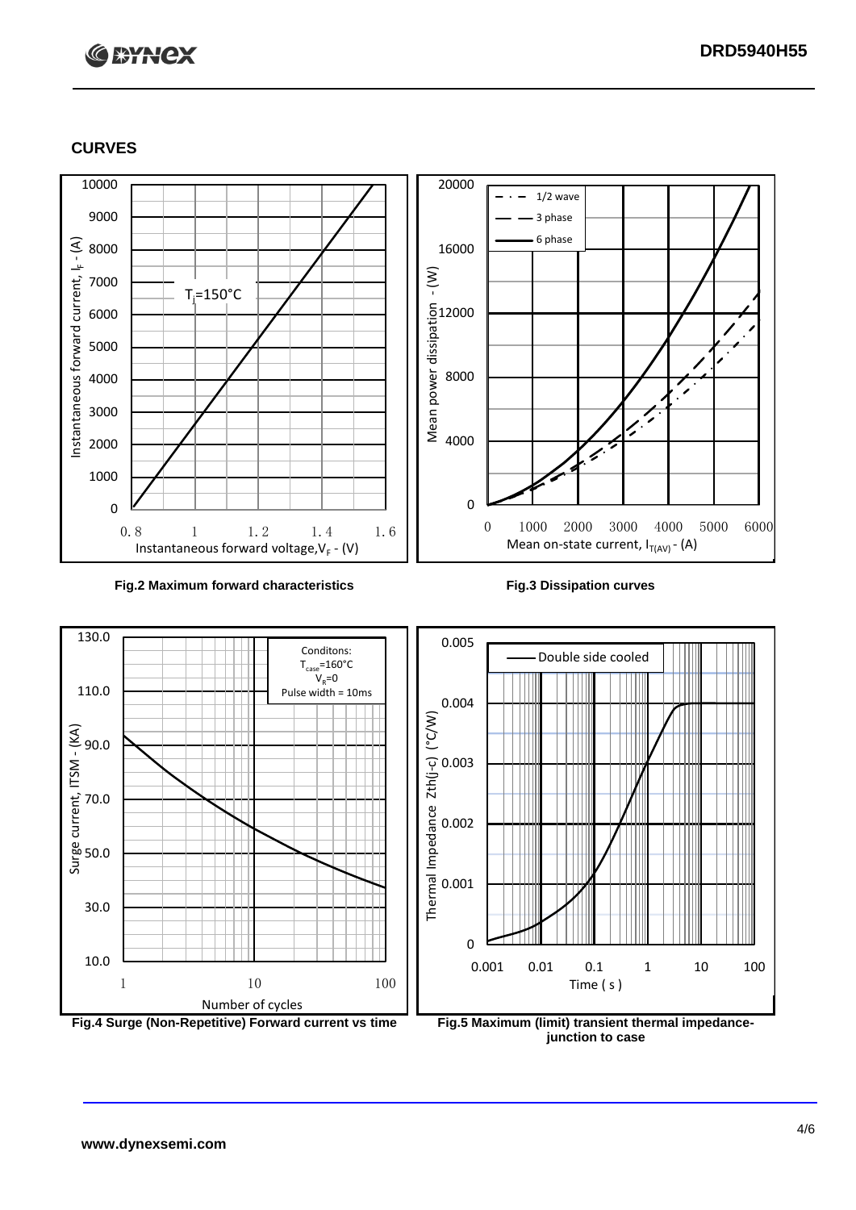## CURVES

Fig.2 Maximum forward characteristics

Fig.3 Dissipation curves

Fig.4 Surge (Non-Repetitive) Forward current vs time

Fig.5 Maximum (limit) transient thermal impedance-junction to case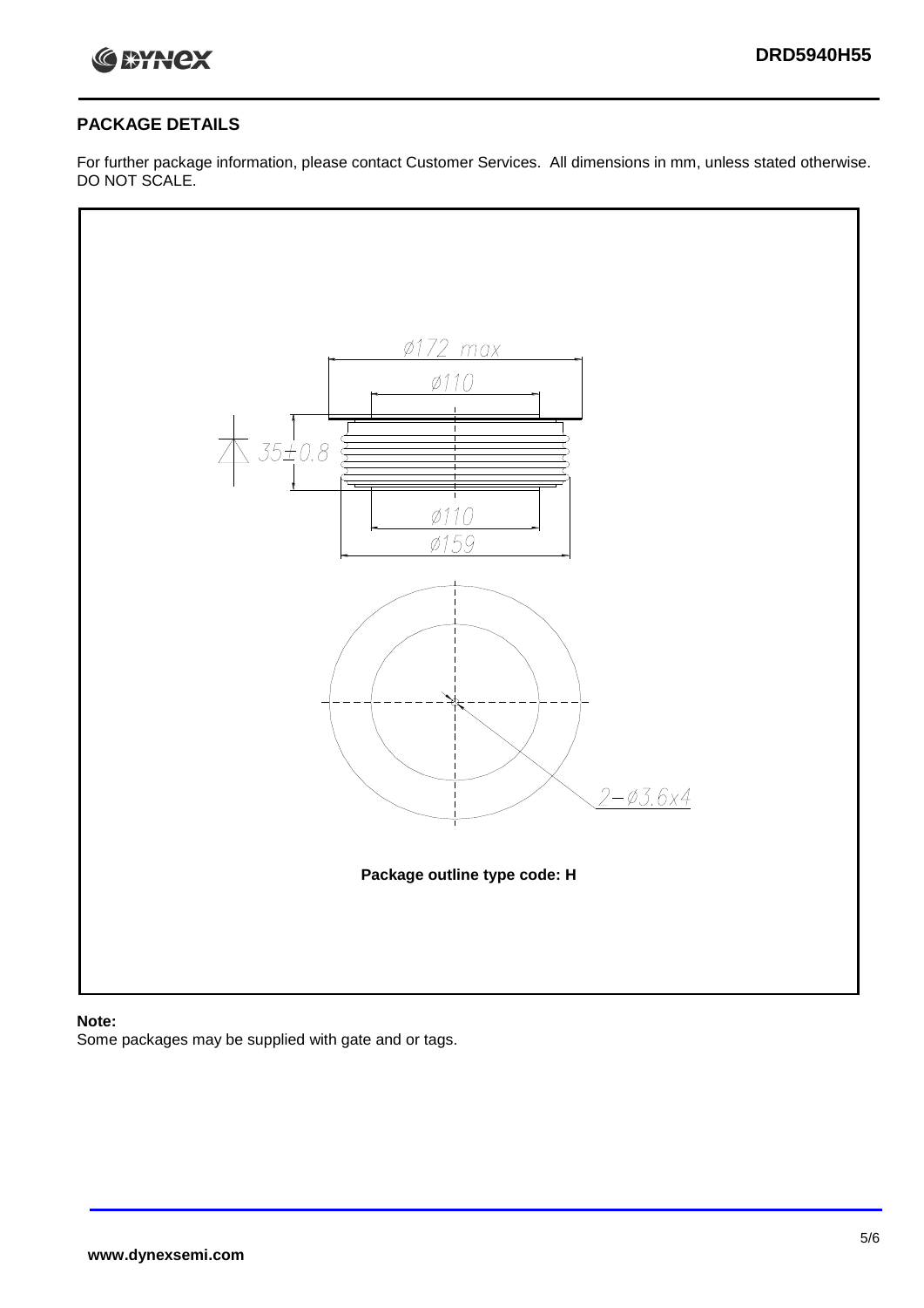## PACKAGE DETAILS

For further package information, please contact Customer Services. All dimensions in mm, unless stated otherwise. DO NOT SCALE.

Ø172 max

Ø110

35±0.8

Ø110

Ø159

2−Ø3.6x4

**Package outline type code: H**

**Note:**

Some packages may be supplied with gate and or tags.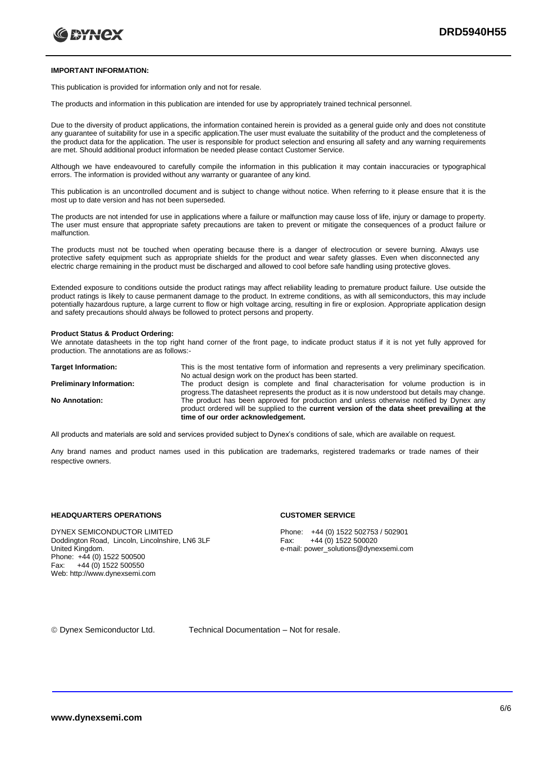**IMPORTANT INFORMATION:**

This publication is provided for information only and not for resale.

The products and information in this publication are intended for use by appropriately trained technical personnel.

Due to the diversity of product applications, the information contained herein is provided as a general guide only and does not constitute any guarantee of suitability for use in a specific application.The user must evaluate the suitability of the product and the completeness of the product data for the application. The user is responsible for product selection and ensuring all safety and any warning requirements are met. Should additional product information be needed please contact Customer Service.

Although we have endeavoured to carefully compile the information in this publication it may contain inaccuracies or typographical errors. The information is provided without any warranty or guarantee of any kind.

This publication is an uncontrolled document and is subject to change without notice. When referring to it please ensure that it is the most up to date version and has not been superseded.

The products are not intended for use in applications where a failure or malfunction may cause loss of life, injury or damage to property. The user must ensure that appropriate safety precautions are taken to prevent or mitigate the consequences of a product failure or malfunction.

The products must not be touched when operating because there is a danger of electrocution or severe burning. Always use protective safety equipment such as appropriate shields for the product and wear safety glasses. Even when disconnected any electric charge remaining in the product must be discharged and allowed to cool before safe handling using protective gloves.

Extended exposure to conditions outside the product ratings may affect reliability leading to premature product failure. Use outside the product ratings is likely to cause permanent damage to the product. In extreme conditions, as with all semiconductors, this may include potentially hazardous rupture, a large current to flow or high voltage arcing, resulting in fire or explosion. Appropriate application design and safety precautions should always be followed to protect persons and property.

**Product Status & Product Ordering:**

We annotate datasheets in the top right hand corner of the front page, to indicate product status if it is not yet fully approved for production. The annotations are as follows:-

| | |
|---|---|
| **Target Information:** | This is the most tentative form of information and represents a very preliminary specification. No actual design work on the product has been started. |
| **Preliminary Information:** | The product design is complete and final characterisation for volume production is in progress.The datasheet represents the product as it is now understood but details may change. |
| **No Annotation:** | The product has been approved for production and unless otherwise notified by Dynex any product ordered will be supplied to the **current version of the data sheet prevailing at the time of our order acknowledgement.** |

All products and materials are sold and services provided subject to Dynex's conditions of sale, which are available on request.

Any brand names and product names used in this publication are trademarks, registered trademarks or trade names of their respective owners.

**HEADQUARTERS OPERATIONS**

DYNEX SEMICONDUCTOR LIMITED
Doddington Road, Lincoln, Lincolnshire, LN6 3LF
United Kingdom.
Phone: +44 (0) 1522 500500
Fax: +44 (0) 1522 500550
Web: http://www.dynexsemi.com

**CUSTOMER SERVICE**

Phone: +44 (0) 1522 502753 / 502901
Fax: +44 (0) 1522 500020
e-mail: power_solutions@dynexsemi.com

© Dynex Semiconductor Ltd. Technical Documentation – Not for resale.